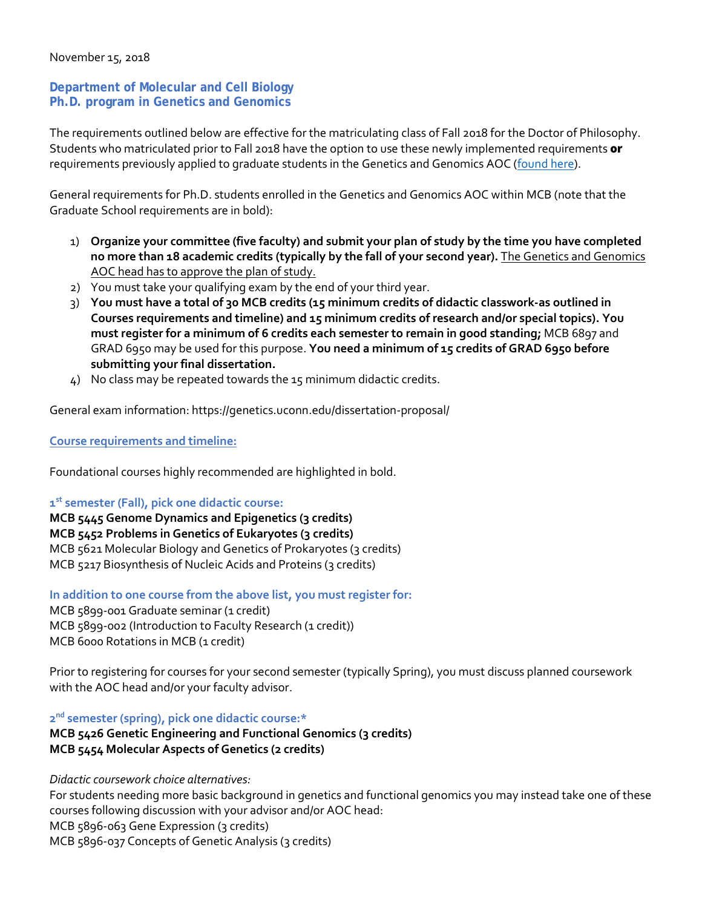November 15, 2018

## Department of Molecular and Cell Biology
## Ph.D. program in Genetics and Genomics

The requirements outlined below are effective for the matriculating class of Fall 2018 for the Doctor of Philosophy. Students who matriculated prior to Fall 2018 have the option to use these newly implemented requirements **or** requirements previously applied to graduate students in the Genetics and Genomics AOC (found here).

General requirements for Ph.D. students enrolled in the Genetics and Genomics AOC within MCB (note that the Graduate School requirements are in bold):

1) **Organize your committee (five faculty) and submit your plan of study by the time you have completed no more than 18 academic credits (typically by the fall of your second year).** The Genetics and Genomics AOC head has to approve the plan of study.
2) You must take your qualifying exam by the end of your third year.
3) **You must have a total of 30 MCB credits (15 minimum credits of didactic classwork-as outlined in Courses requirements and timeline) and 15 minimum credits of research and/or special topics). You must register for a minimum of 6 credits each semester to remain in good standing;** MCB 6897 and GRAD 6950 may be used for this purpose. **You need a minimum of 15 credits of GRAD 6950 before submitting your final dissertation.**
4) No class may be repeated towards the 15 minimum didactic credits.

General exam information: https://genetics.uconn.edu/dissertation-proposal/

### Course requirements and timeline:

Foundational courses highly recommended are highlighted in bold.

#### 1st semester (Fall), pick one didactic course:

**MCB 5445 Genome Dynamics and Epigenetics (3 credits)**
**MCB 5452 Problems in Genetics of Eukaryotes (3 credits)**
MCB 5621 Molecular Biology and Genetics of Prokaryotes (3 credits)
MCB 5217 Biosynthesis of Nucleic Acids and Proteins (3 credits)

#### In addition to one course from the above list, you must register for:

MCB 5899-001 Graduate seminar (1 credit)
MCB 5899-002 (Introduction to Faculty Research (1 credit))
MCB 6000 Rotations in MCB (1 credit)

Prior to registering for courses for your second semester (typically Spring), you must discuss planned coursework with the AOC head and/or your faculty advisor.

#### 2nd semester (spring), pick one didactic course:*

**MCB 5426 Genetic Engineering and Functional Genomics (3 credits)**
**MCB 5454 Molecular Aspects of Genetics (2 credits)**

*Didactic coursework choice alternatives:*
For students needing more basic background in genetics and functional genomics you may instead take one of these courses following discussion with your advisor and/or AOC head:
MCB 5896-063 Gene Expression (3 credits)
MCB 5896-037 Concepts of Genetic Analysis (3 credits)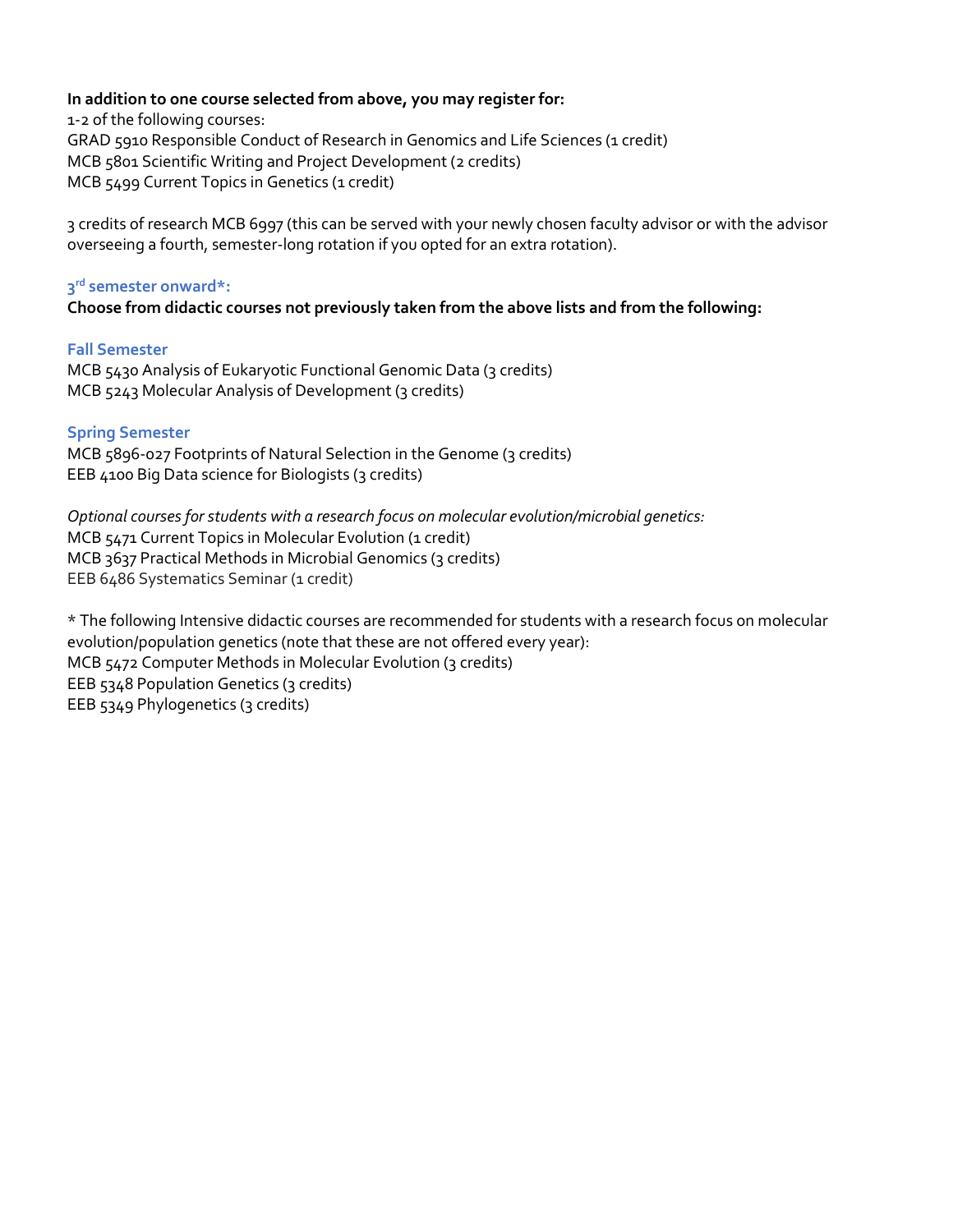**In addition to one course selected from above, you may register for:**

1-2 of the following courses:
GRAD 5910 Responsible Conduct of Research in Genomics and Life Sciences (1 credit)
MCB 5801 Scientific Writing and Project Development (2 credits)
MCB 5499 Current Topics in Genetics (1 credit)

3 credits of research MCB 6997 (this can be served with your newly chosen faculty advisor or with the advisor overseeing a fourth, semester-long rotation if you opted for an extra rotation).

### 3rd semester onward*:

**Choose from didactic courses not previously taken from the above lists and from the following:**

#### Fall Semester

MCB 5430 Analysis of Eukaryotic Functional Genomic Data (3 credits)
MCB 5243 Molecular Analysis of Development (3 credits)

#### Spring Semester

MCB 5896-027 Footprints of Natural Selection in the Genome (3 credits)
EEB 4100 Big Data science for Biologists (3 credits)

*Optional courses for students with a research focus on molecular evolution/microbial genetics:*
MCB 5471 Current Topics in Molecular Evolution (1 credit)
MCB 3637 Practical Methods in Microbial Genomics (3 credits)
EEB 6486 Systematics Seminar (1 credit)

* The following Intensive didactic courses are recommended for students with a research focus on molecular evolution/population genetics (note that these are not offered every year):
MCB 5472 Computer Methods in Molecular Evolution (3 credits)
EEB 5348 Population Genetics (3 credits)
EEB 5349 Phylogenetics (3 credits)